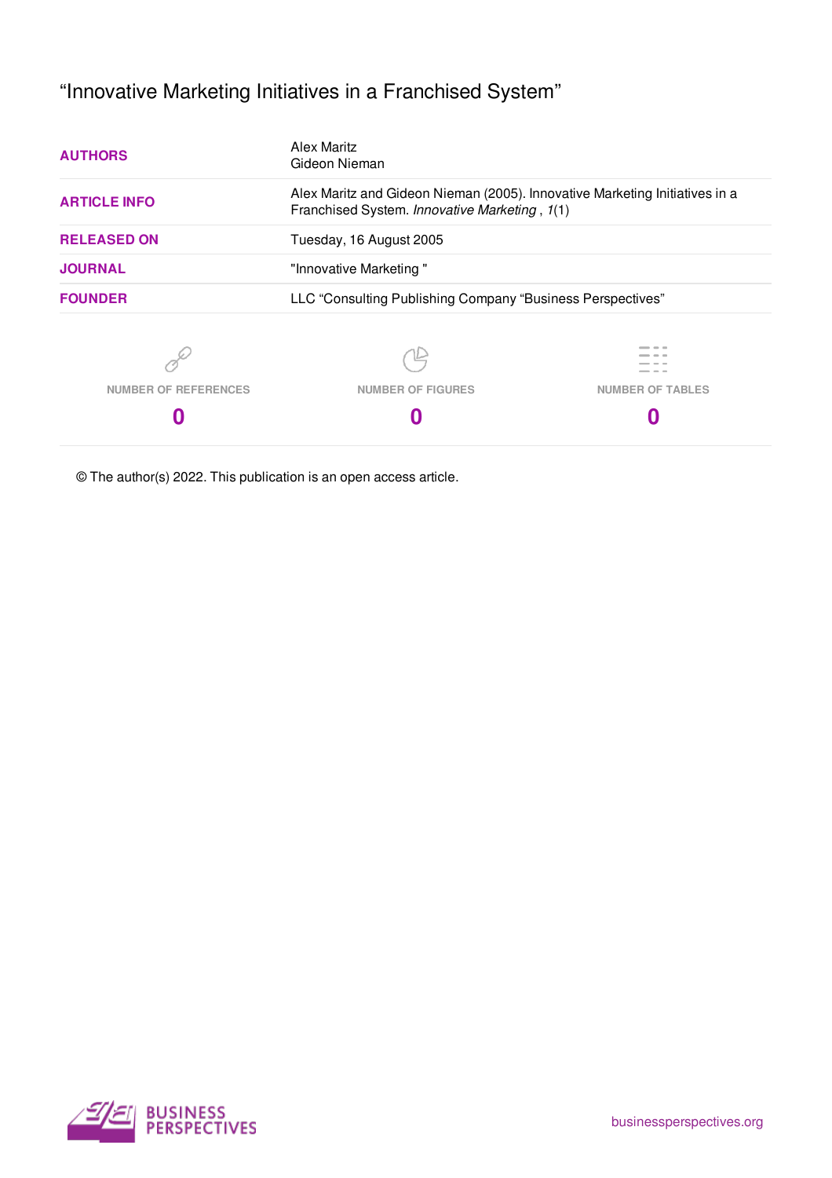# “Innovative Marketing Initiatives in a Franchised System”

| | |
|---|---|
| **AUTHORS** | Alex Maritz<br>Gideon Nieman |
| **ARTICLE INFO** | Alex Maritz and Gideon Nieman (2005). Innovative Marketing Initiatives in a Franchised System. *Innovative Marketing* , *1*(1) |
| **RELEASED ON** | Tuesday, 16 August 2005 |
| **JOURNAL** | "Innovative Marketing " |
| **FOUNDER** | LLC “Consulting Publishing Company “Business Perspectives” |

| NUMBER OF REFERENCES | NUMBER OF FIGURES | NUMBER OF TABLES |
|---|---|---|
| **0** | **0** | **0** |

© The author(s) 2022. This publication is an open access article.

BUSINESS PERSPECTIVES

businessperspectives.org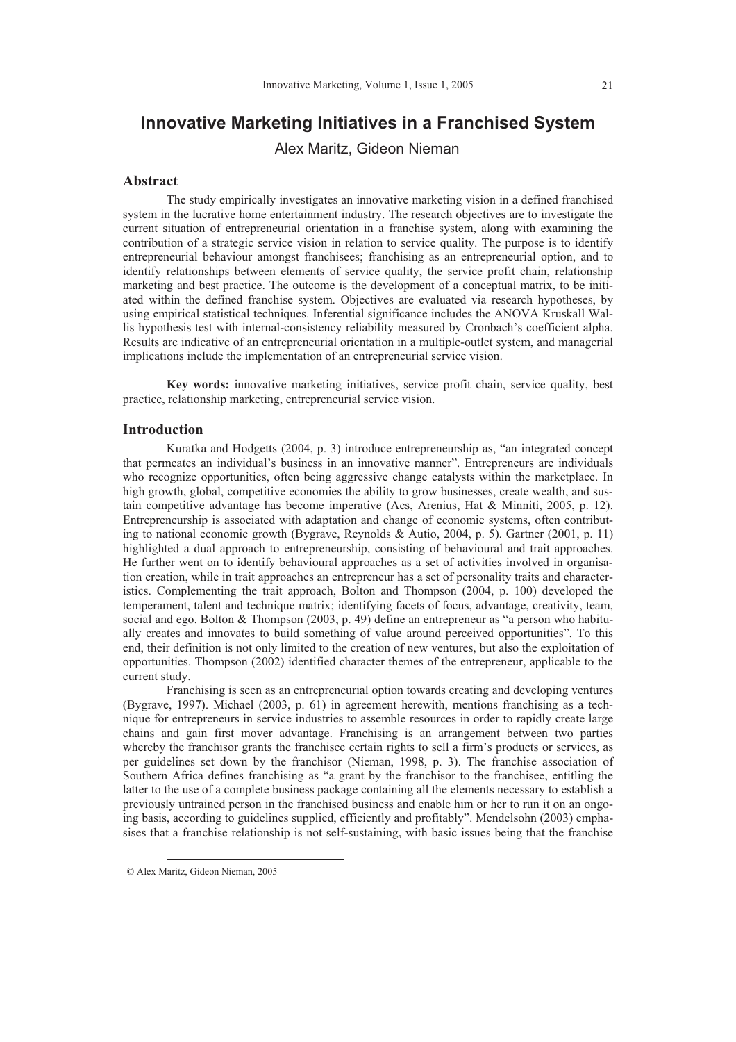# Innovative Marketing Initiatives in a Franchised System

Alex Maritz, Gideon Nieman

## Abstract

The study empirically investigates an innovative marketing vision in a defined franchised system in the lucrative home entertainment industry. The research objectives are to investigate the current situation of entrepreneurial orientation in a franchise system, along with examining the contribution of a strategic service vision in relation to service quality. The purpose is to identify entrepreneurial behaviour amongst franchisees; franchising as an entrepreneurial option, and to identify relationships between elements of service quality, the service profit chain, relationship marketing and best practice. The outcome is the development of a conceptual matrix, to be initiated within the defined franchise system. Objectives are evaluated via research hypotheses, by using empirical statistical techniques. Inferential significance includes the ANOVA Kruskall Wallis hypothesis test with internal-consistency reliability measured by Cronbach's coefficient alpha. Results are indicative of an entrepreneurial orientation in a multiple-outlet system, and managerial implications include the implementation of an entrepreneurial service vision.

**Key words:** innovative marketing initiatives, service profit chain, service quality, best practice, relationship marketing, entrepreneurial service vision.

## Introduction

Kuratka and Hodgetts (2004, p. 3) introduce entrepreneurship as, "an integrated concept that permeates an individual's business in an innovative manner". Entrepreneurs are individuals who recognize opportunities, often being aggressive change catalysts within the marketplace. In high growth, global, competitive economies the ability to grow businesses, create wealth, and sustain competitive advantage has become imperative (Acs, Arenius, Hat & Minniti, 2005, p. 12). Entrepreneurship is associated with adaptation and change of economic systems, often contributing to national economic growth (Bygrave, Reynolds & Autio, 2004, p. 5). Gartner (2001, p. 11) highlighted a dual approach to entrepreneurship, consisting of behavioural and trait approaches. He further went on to identify behavioural approaches as a set of activities involved in organisation creation, while in trait approaches an entrepreneur has a set of personality traits and characteristics. Complementing the trait approach, Bolton and Thompson (2004, p. 100) developed the temperament, talent and technique matrix; identifying facets of focus, advantage, creativity, team, social and ego. Bolton & Thompson (2003, p. 49) define an entrepreneur as "a person who habitually creates and innovates to build something of value around perceived opportunities". To this end, their definition is not only limited to the creation of new ventures, but also the exploitation of opportunities. Thompson (2002) identified character themes of the entrepreneur, applicable to the current study.

Franchising is seen as an entrepreneurial option towards creating and developing ventures (Bygrave, 1997). Michael (2003, p. 61) in agreement herewith, mentions franchising as a technique for entrepreneurs in service industries to assemble resources in order to rapidly create large chains and gain first mover advantage. Franchising is an arrangement between two parties whereby the franchisor grants the franchisee certain rights to sell a firm's products or services, as per guidelines set down by the franchisor (Nieman, 1998, p. 3). The franchise association of Southern Africa defines franchising as "a grant by the franchisor to the franchisee, entitling the latter to the use of a complete business package containing all the elements necessary to establish a previously untrained person in the franchised business and enable him or her to run it on an ongoing basis, according to guidelines supplied, efficiently and profitably". Mendelsohn (2003) emphasises that a franchise relationship is not self-sustaining, with basic issues being that the franchise

© Alex Maritz, Gideon Nieman, 2005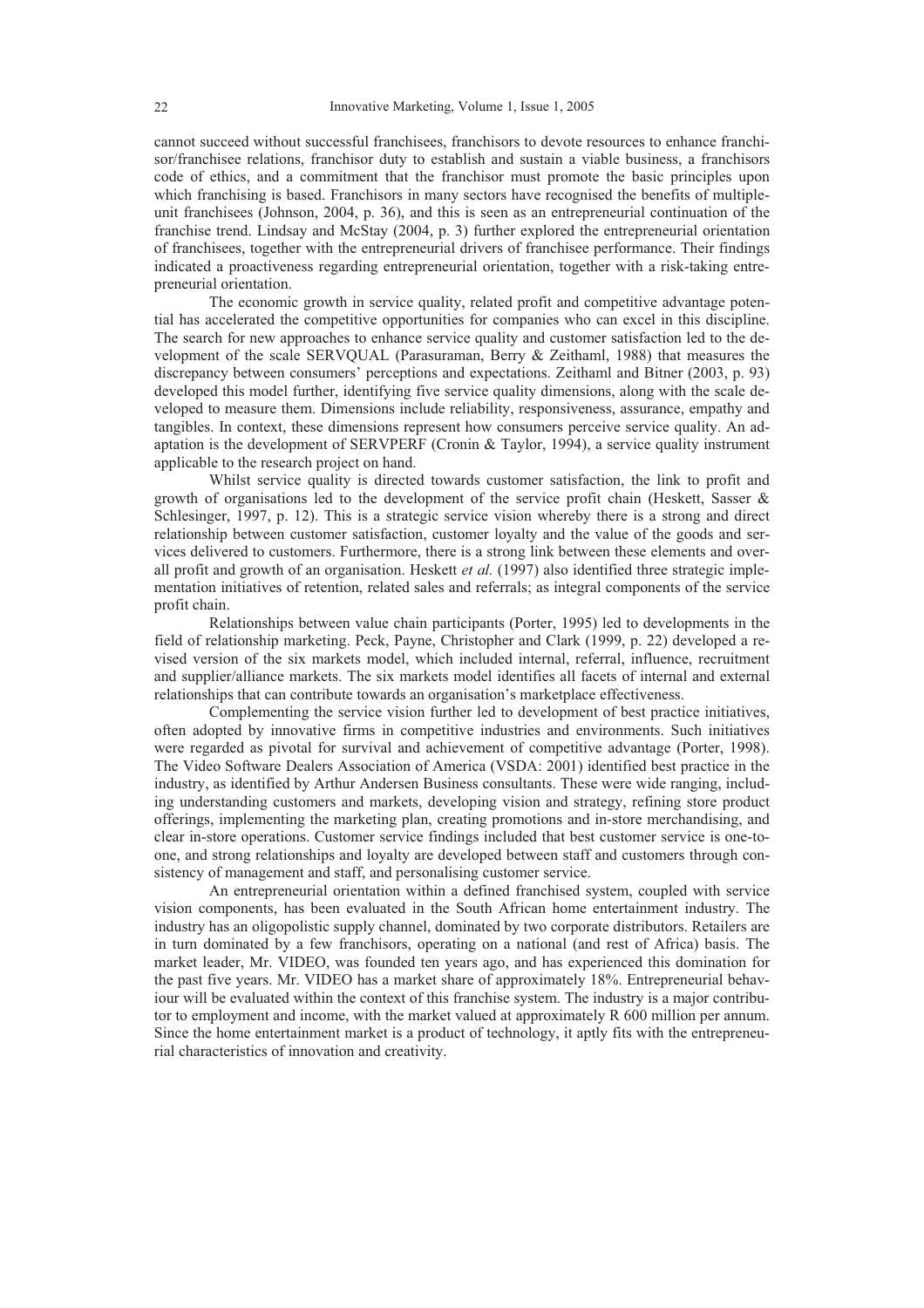cannot succeed without successful franchisees, franchisors to devote resources to enhance franchisor/franchisee relations, franchisor duty to establish and sustain a viable business, a franchisors code of ethics, and a commitment that the franchisor must promote the basic principles upon which franchising is based. Franchisors in many sectors have recognised the benefits of multiple-unit franchisees (Johnson, 2004, p. 36), and this is seen as an entrepreneurial continuation of the franchise trend. Lindsay and McStay (2004, p. 3) further explored the entrepreneurial orientation of franchisees, together with the entrepreneurial drivers of franchisee performance. Their findings indicated a proactiveness regarding entrepreneurial orientation, together with a risk-taking entrepreneurial orientation.

The economic growth in service quality, related profit and competitive advantage potential has accelerated the competitive opportunities for companies who can excel in this discipline. The search for new approaches to enhance service quality and customer satisfaction led to the development of the scale SERVQUAL (Parasuraman, Berry & Zeithaml, 1988) that measures the discrepancy between consumers' perceptions and expectations. Zeithaml and Bitner (2003, p. 93) developed this model further, identifying five service quality dimensions, along with the scale developed to measure them. Dimensions include reliability, responsiveness, assurance, empathy and tangibles. In context, these dimensions represent how consumers perceive service quality. An adaptation is the development of SERVPERF (Cronin & Taylor, 1994), a service quality instrument applicable to the research project on hand.

Whilst service quality is directed towards customer satisfaction, the link to profit and growth of organisations led to the development of the service profit chain (Heskett, Sasser & Schlesinger, 1997, p. 12). This is a strategic service vision whereby there is a strong and direct relationship between customer satisfaction, customer loyalty and the value of the goods and services delivered to customers. Furthermore, there is a strong link between these elements and overall profit and growth of an organisation. Heskett *et al.* (1997) also identified three strategic implementation initiatives of retention, related sales and referrals; as integral components of the service profit chain.

Relationships between value chain participants (Porter, 1995) led to developments in the field of relationship marketing. Peck, Payne, Christopher and Clark (1999, p. 22) developed a revised version of the six markets model, which included internal, referral, influence, recruitment and supplier/alliance markets. The six markets model identifies all facets of internal and external relationships that can contribute towards an organisation's marketplace effectiveness.

Complementing the service vision further led to development of best practice initiatives, often adopted by innovative firms in competitive industries and environments. Such initiatives were regarded as pivotal for survival and achievement of competitive advantage (Porter, 1998). The Video Software Dealers Association of America (VSDA: 2001) identified best practice in the industry, as identified by Arthur Andersen Business consultants. These were wide ranging, including understanding customers and markets, developing vision and strategy, refining store product offerings, implementing the marketing plan, creating promotions and in-store merchandising, and clear in-store operations. Customer service findings included that best customer service is one-to-one, and strong relationships and loyalty are developed between staff and customers through consistency of management and staff, and personalising customer service.

An entrepreneurial orientation within a defined franchised system, coupled with service vision components, has been evaluated in the South African home entertainment industry. The industry has an oligopolistic supply channel, dominated by two corporate distributors. Retailers are in turn dominated by a few franchisors, operating on a national (and rest of Africa) basis. The market leader, Mr. VIDEO, was founded ten years ago, and has experienced this domination for the past five years. Mr. VIDEO has a market share of approximately 18%. Entrepreneurial behaviour will be evaluated within the context of this franchise system. The industry is a major contributor to employment and income, with the market valued at approximately R 600 million per annum. Since the home entertainment market is a product of technology, it aptly fits with the entrepreneurial characteristics of innovation and creativity.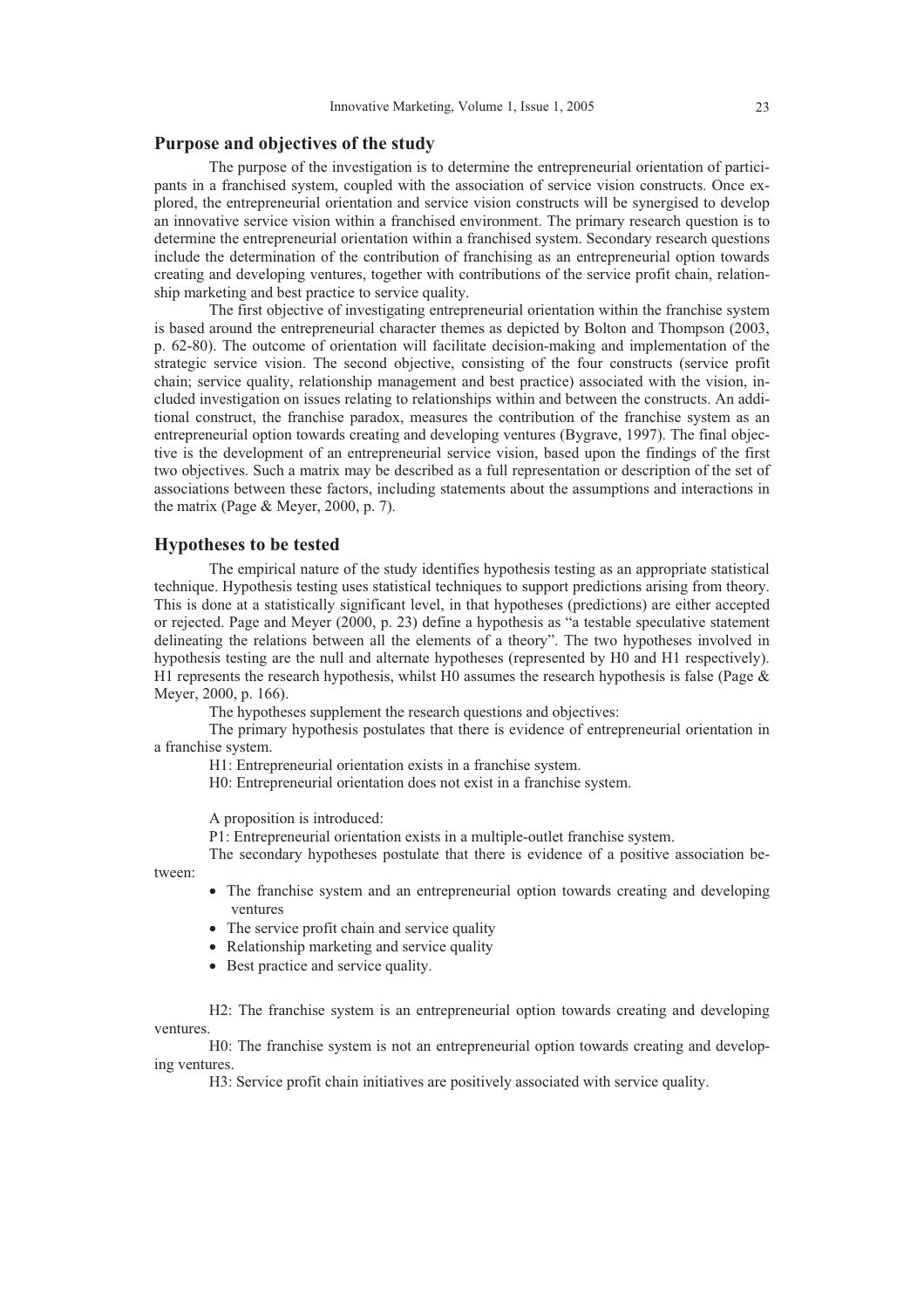## Purpose and objectives of the study

The purpose of the investigation is to determine the entrepreneurial orientation of participants in a franchised system, coupled with the association of service vision constructs. Once explored, the entrepreneurial orientation and service vision constructs will be synergised to develop an innovative service vision within a franchised environment. The primary research question is to determine the entrepreneurial orientation within a franchised system. Secondary research questions include the determination of the contribution of franchising as an entrepreneurial option towards creating and developing ventures, together with contributions of the service profit chain, relationship marketing and best practice to service quality.

The first objective of investigating entrepreneurial orientation within the franchise system is based around the entrepreneurial character themes as depicted by Bolton and Thompson (2003, p. 62-80). The outcome of orientation will facilitate decision-making and implementation of the strategic service vision. The second objective, consisting of the four constructs (service profit chain; service quality, relationship management and best practice) associated with the vision, included investigation on issues relating to relationships within and between the constructs. An additional construct, the franchise paradox, measures the contribution of the franchise system as an entrepreneurial option towards creating and developing ventures (Bygrave, 1997). The final objective is the development of an entrepreneurial service vision, based upon the findings of the first two objectives. Such a matrix may be described as a full representation or description of the set of associations between these factors, including statements about the assumptions and interactions in the matrix (Page & Meyer, 2000, p. 7).

## Hypotheses to be tested

The empirical nature of the study identifies hypothesis testing as an appropriate statistical technique. Hypothesis testing uses statistical techniques to support predictions arising from theory. This is done at a statistically significant level, in that hypotheses (predictions) are either accepted or rejected. Page and Meyer (2000, p. 23) define a hypothesis as "a testable speculative statement delineating the relations between all the elements of a theory". The two hypotheses involved in hypothesis testing are the null and alternate hypotheses (represented by H0 and H1 respectively). H1 represents the research hypothesis, whilst H0 assumes the research hypothesis is false (Page & Meyer, 2000, p. 166).

The hypotheses supplement the research questions and objectives:

The primary hypothesis postulates that there is evidence of entrepreneurial orientation in a franchise system.

H1: Entrepreneurial orientation exists in a franchise system.

H0: Entrepreneurial orientation does not exist in a franchise system.

A proposition is introduced:

P1: Entrepreneurial orientation exists in a multiple-outlet franchise system.

The secondary hypotheses postulate that there is evidence of a positive association between:

- The franchise system and an entrepreneurial option towards creating and developing ventures
- The service profit chain and service quality
- Relationship marketing and service quality
- Best practice and service quality.

H2: The franchise system is an entrepreneurial option towards creating and developing ventures.

H0: The franchise system is not an entrepreneurial option towards creating and developing ventures.

H3: Service profit chain initiatives are positively associated with service quality.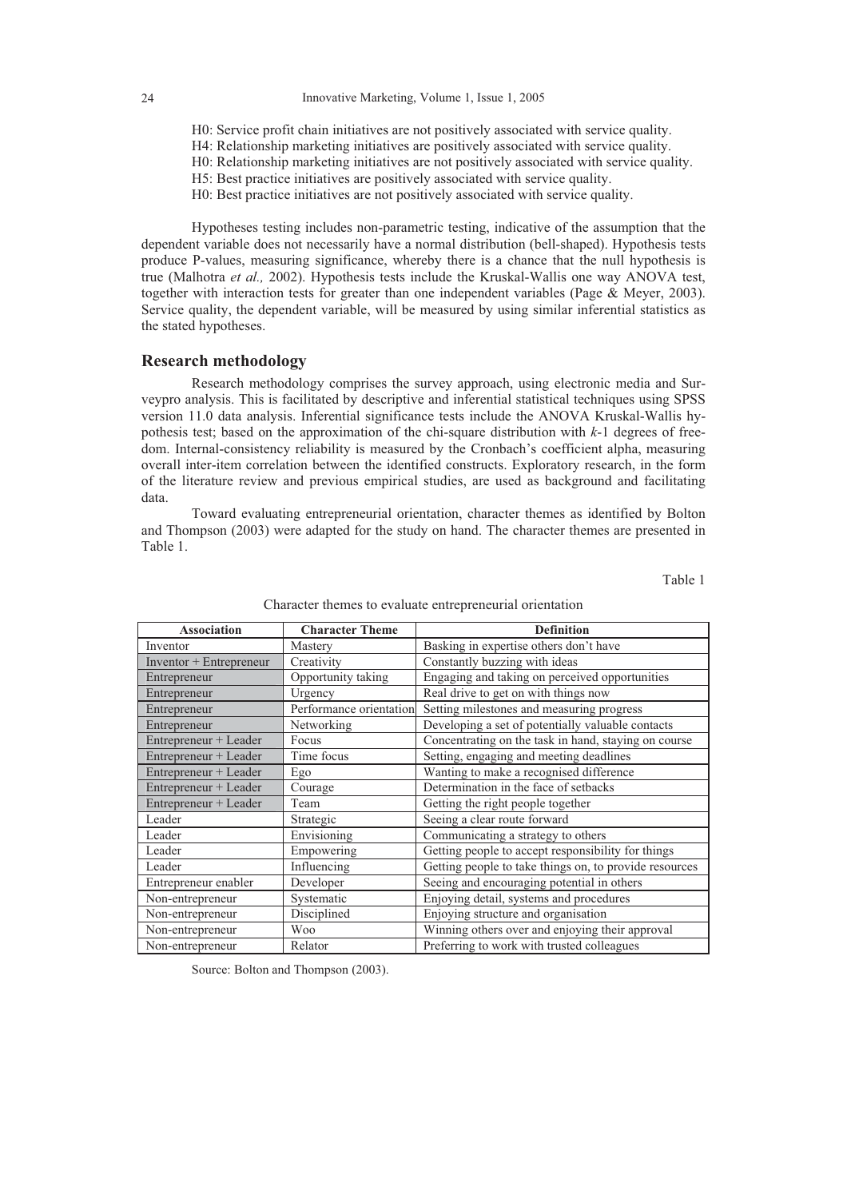H0: Service profit chain initiatives are not positively associated with service quality.
H4: Relationship marketing initiatives are positively associated with service quality.
H0: Relationship marketing initiatives are not positively associated with service quality.
H5: Best practice initiatives are positively associated with service quality.
H0: Best practice initiatives are not positively associated with service quality.

Hypotheses testing includes non-parametric testing, indicative of the assumption that the dependent variable does not necessarily have a normal distribution (bell-shaped). Hypothesis tests produce P-values, measuring significance, whereby there is a chance that the null hypothesis is true (Malhotra *et al.,* 2002). Hypothesis tests include the Kruskal-Wallis one way ANOVA test, together with interaction tests for greater than one independent variables (Page & Meyer, 2003). Service quality, the dependent variable, will be measured by using similar inferential statistics as the stated hypotheses.

## Research methodology

Research methodology comprises the survey approach, using electronic media and Surveypro analysis. This is facilitated by descriptive and inferential statistical techniques using SPSS version 11.0 data analysis. Inferential significance tests include the ANOVA Kruskal-Wallis hypothesis test; based on the approximation of the chi-square distribution with $k$-1 degrees of freedom. Internal-consistency reliability is measured by the Cronbach's coefficient alpha, measuring overall inter-item correlation between the identified constructs. Exploratory research, in the form of the literature review and previous empirical studies, are used as background and facilitating data.

Toward evaluating entrepreneurial orientation, character themes as identified by Bolton and Thompson (2003) were adapted for the study on hand. The character themes are presented in Table 1.

Table 1

Character themes to evaluate entrepreneurial orientation

| Association | Character Theme | Definition |
|---|---|---|
| Inventor | Mastery | Basking in expertise others don't have |
| Inventor + Entrepreneur | Creativity | Constantly buzzing with ideas |
| Entrepreneur | Opportunity taking | Engaging and taking on perceived opportunities |
| Entrepreneur | Urgency | Real drive to get on with things now |
| Entrepreneur | Performance orientation | Setting milestones and measuring progress |
| Entrepreneur | Networking | Developing a set of potentially valuable contacts |
| Entrepreneur + Leader | Focus | Concentrating on the task in hand, staying on course |
| Entrepreneur + Leader | Time focus | Setting, engaging and meeting deadlines |
| Entrepreneur + Leader | Ego | Wanting to make a recognised difference |
| Entrepreneur + Leader | Courage | Determination in the face of setbacks |
| Entrepreneur + Leader | Team | Getting the right people together |
| Leader | Strategic | Seeing a clear route forward |
| Leader | Envisioning | Communicating a strategy to others |
| Leader | Empowering | Getting people to accept responsibility for things |
| Leader | Influencing | Getting people to take things on, to provide resources |
| Entrepreneur enabler | Developer | Seeing and encouraging potential in others |
| Non-entrepreneur | Systematic | Enjoying detail, systems and procedures |
| Non-entrepreneur | Disciplined | Enjoying structure and organisation |
| Non-entrepreneur | Woo | Winning others over and enjoying their approval |
| Non-entrepreneur | Relator | Preferring to work with trusted colleagues |

Source: Bolton and Thompson (2003).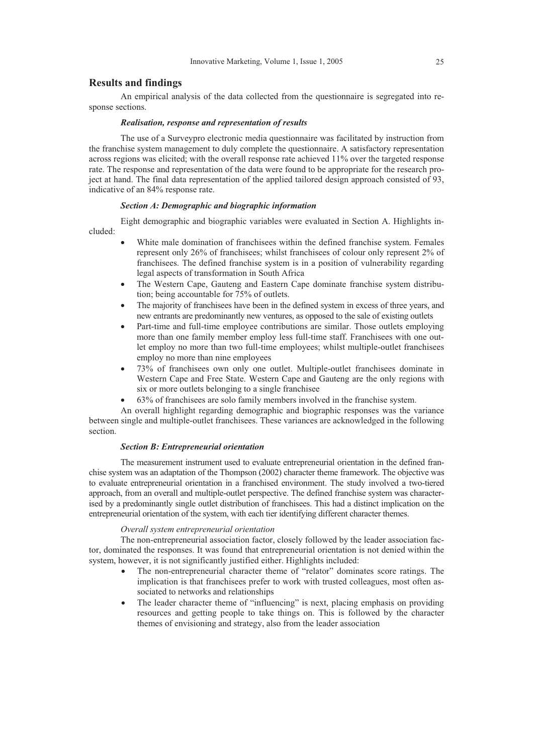## Results and findings

An empirical analysis of the data collected from the questionnaire is segregated into response sections.

### *Realisation, response and representation of results*

The use of a Surveypro electronic media questionnaire was facilitated by instruction from the franchise system management to duly complete the questionnaire. A satisfactory representation across regions was elicited; with the overall response rate achieved 11% over the targeted response rate. The response and representation of the data were found to be appropriate for the research project at hand. The final data representation of the applied tailored design approach consisted of 93, indicative of an 84% response rate.

### *Section A: Demographic and biographic information*

Eight demographic and biographic variables were evaluated in Section A. Highlights included:

- White male domination of franchisees within the defined franchise system. Females represent only 26% of franchisees; whilst franchisees of colour only represent 2% of franchisees. The defined franchise system is in a position of vulnerability regarding legal aspects of transformation in South Africa
- The Western Cape, Gauteng and Eastern Cape dominate franchise system distribution; being accountable for 75% of outlets.
- The majority of franchisees have been in the defined system in excess of three years, and new entrants are predominantly new ventures, as opposed to the sale of existing outlets
- Part-time and full-time employee contributions are similar. Those outlets employing more than one family member employ less full-time staff. Franchisees with one outlet employ no more than two full-time employees; whilst multiple-outlet franchisees employ no more than nine employees
- 73% of franchisees own only one outlet. Multiple-outlet franchisees dominate in Western Cape and Free State. Western Cape and Gauteng are the only regions with six or more outlets belonging to a single franchisee
- 63% of franchisees are solo family members involved in the franchise system.

An overall highlight regarding demographic and biographic responses was the variance between single and multiple-outlet franchisees. These variances are acknowledged in the following section.

### *Section B: Entrepreneurial orientation*

The measurement instrument used to evaluate entrepreneurial orientation in the defined franchise system was an adaptation of the Thompson (2002) character theme framework. The objective was to evaluate entrepreneurial orientation in a franchised environment. The study involved a two-tiered approach, from an overall and multiple-outlet perspective. The defined franchise system was characterised by a predominantly single outlet distribution of franchisees. This had a distinct implication on the entrepreneurial orientation of the system, with each tier identifying different character themes.

*Overall system entrepreneurial orientation*

The non-entrepreneurial association factor, closely followed by the leader association factor, dominated the responses. It was found that entrepreneurial orientation is not denied within the system, however, it is not significantly justified either. Highlights included:

- The non-entrepreneurial character theme of "relator" dominates score ratings. The implication is that franchisees prefer to work with trusted colleagues, most often associated to networks and relationships
- The leader character theme of "influencing" is next, placing emphasis on providing resources and getting people to take things on. This is followed by the character themes of envisioning and strategy, also from the leader association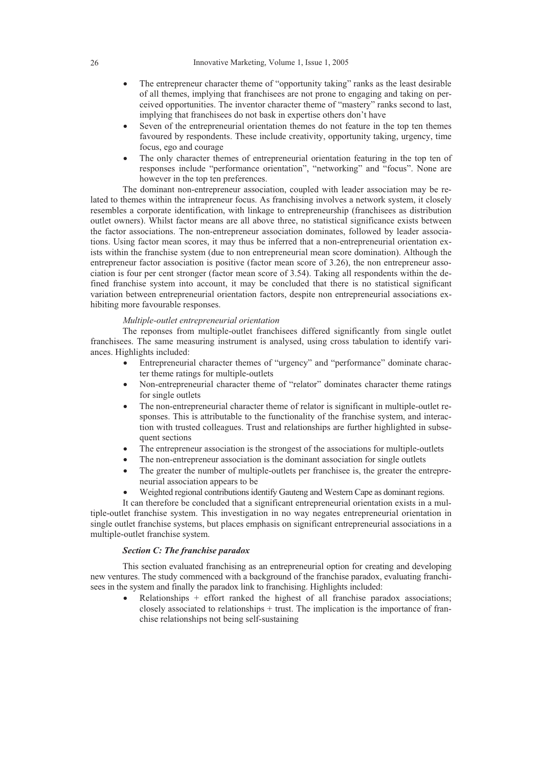- The entrepreneur character theme of "opportunity taking" ranks as the least desirable of all themes, implying that franchisees are not prone to engaging and taking on perceived opportunities. The inventor character theme of "mastery" ranks second to last, implying that franchisees do not bask in expertise others don't have
- Seven of the entrepreneurial orientation themes do not feature in the top ten themes favoured by respondents. These include creativity, opportunity taking, urgency, time focus, ego and courage
- The only character themes of entrepreneurial orientation featuring in the top ten of responses include "performance orientation", "networking" and "focus". None are however in the top ten preferences.

The dominant non-entrepreneur association, coupled with leader association may be related to themes within the intrapreneur focus. As franchising involves a network system, it closely resembles a corporate identification, with linkage to entrepreneurship (franchisees as distribution outlet owners). Whilst factor means are all above three, no statistical significance exists between the factor associations. The non-entrepreneur association dominates, followed by leader associations. Using factor mean scores, it may thus be inferred that a non-entrepreneurial orientation exists within the franchise system (due to non entrepreneurial mean score domination). Although the entrepreneur factor association is positive (factor mean score of 3.26), the non entrepreneur association is four per cent stronger (factor mean score of 3.54). Taking all respondents within the defined franchise system into account, it may be concluded that there is no statistical significant variation between entrepreneurial orientation factors, despite non entrepreneurial associations exhibiting more favourable responses.

*Multiple-outlet entrepreneurial orientation*

The reponses from multiple-outlet franchisees differed significantly from single outlet franchisees. The same measuring instrument is analysed, using cross tabulation to identify variances. Highlights included:

- Entrepreneurial character themes of "urgency" and "performance" dominate character theme ratings for multiple-outlets
- Non-entrepreneurial character theme of "relator" dominates character theme ratings for single outlets
- The non-entrepreneurial character theme of relator is significant in multiple-outlet responses. This is attributable to the functionality of the franchise system, and interaction with trusted colleagues. Trust and relationships are further highlighted in subsequent sections
- The entrepreneur association is the strongest of the associations for multiple-outlets
- The non-entrepreneur association is the dominant association for single outlets
- The greater the number of multiple-outlets per franchisee is, the greater the entrepreneurial association appears to be
- Weighted regional contributions identify Gauteng and Western Cape as dominant regions.

It can therefore be concluded that a significant entrepreneurial orientation exists in a multiple-outlet franchise system. This investigation in no way negates entrepreneurial orientation in single outlet franchise systems, but places emphasis on significant entrepreneurial associations in a multiple-outlet franchise system.

***Section C: The franchise paradox***

This section evaluated franchising as an entrepreneurial option for creating and developing new ventures. The study commenced with a background of the franchise paradox, evaluating franchisees in the system and finally the paradox link to franchising. Highlights included:

- Relationships + effort ranked the highest of all franchise paradox associations; closely associated to relationships + trust. The implication is the importance of franchise relationships not being self-sustaining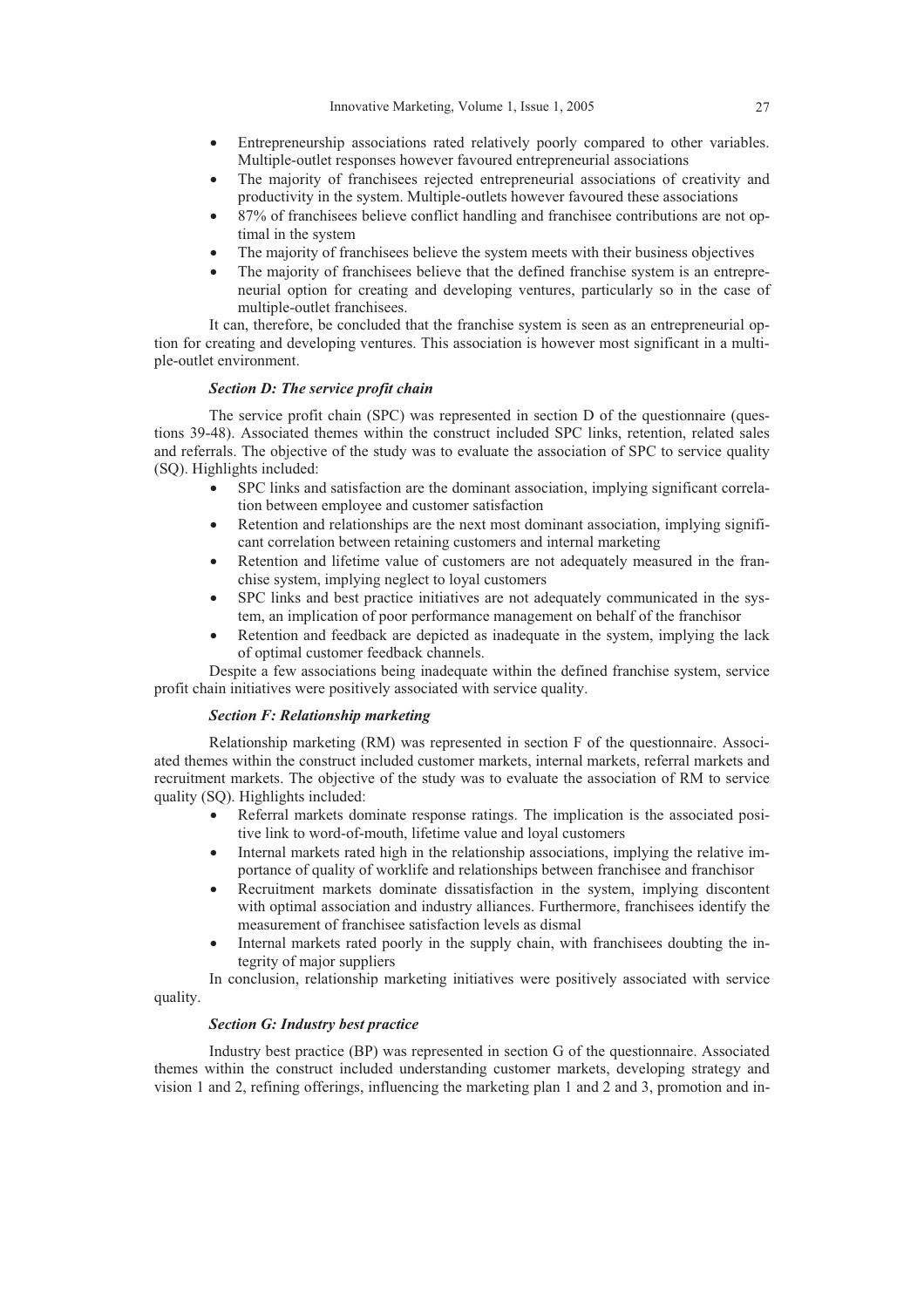- Entrepreneurship associations rated relatively poorly compared to other variables. Multiple-outlet responses however favoured entrepreneurial associations
- The majority of franchisees rejected entrepreneurial associations of creativity and productivity in the system. Multiple-outlets however favoured these associations
- 87% of franchisees believe conflict handling and franchisee contributions are not optimal in the system
- The majority of franchisees believe the system meets with their business objectives
- The majority of franchisees believe that the defined franchise system is an entrepreneurial option for creating and developing ventures, particularly so in the case of multiple-outlet franchisees.

It can, therefore, be concluded that the franchise system is seen as an entrepreneurial option for creating and developing ventures. This association is however most significant in a multiple-outlet environment.

***Section D: The service profit chain***

The service profit chain (SPC) was represented in section D of the questionnaire (questions 39-48). Associated themes within the construct included SPC links, retention, related sales and referrals. The objective of the study was to evaluate the association of SPC to service quality (SQ). Highlights included:

- SPC links and satisfaction are the dominant association, implying significant correlation between employee and customer satisfaction
- Retention and relationships are the next most dominant association, implying significant correlation between retaining customers and internal marketing
- Retention and lifetime value of customers are not adequately measured in the franchise system, implying neglect to loyal customers
- SPC links and best practice initiatives are not adequately communicated in the system, an implication of poor performance management on behalf of the franchisor
- Retention and feedback are depicted as inadequate in the system, implying the lack of optimal customer feedback channels.

Despite a few associations being inadequate within the defined franchise system, service profit chain initiatives were positively associated with service quality.

***Section F: Relationship marketing***

Relationship marketing (RM) was represented in section F of the questionnaire. Associated themes within the construct included customer markets, internal markets, referral markets and recruitment markets. The objective of the study was to evaluate the association of RM to service quality (SQ). Highlights included:

- Referral markets dominate response ratings. The implication is the associated positive link to word-of-mouth, lifetime value and loyal customers
- Internal markets rated high in the relationship associations, implying the relative importance of quality of worklife and relationships between franchisee and franchisor
- Recruitment markets dominate dissatisfaction in the system, implying discontent with optimal association and industry alliances. Furthermore, franchisees identify the measurement of franchisee satisfaction levels as dismal
- Internal markets rated poorly in the supply chain, with franchisees doubting the integrity of major suppliers

In conclusion, relationship marketing initiatives were positively associated with service quality.

***Section G: Industry best practice***

Industry best practice (BP) was represented in section G of the questionnaire. Associated themes within the construct included understanding customer markets, developing strategy and vision 1 and 2, refining offerings, influencing the marketing plan 1 and 2 and 3, promotion and in-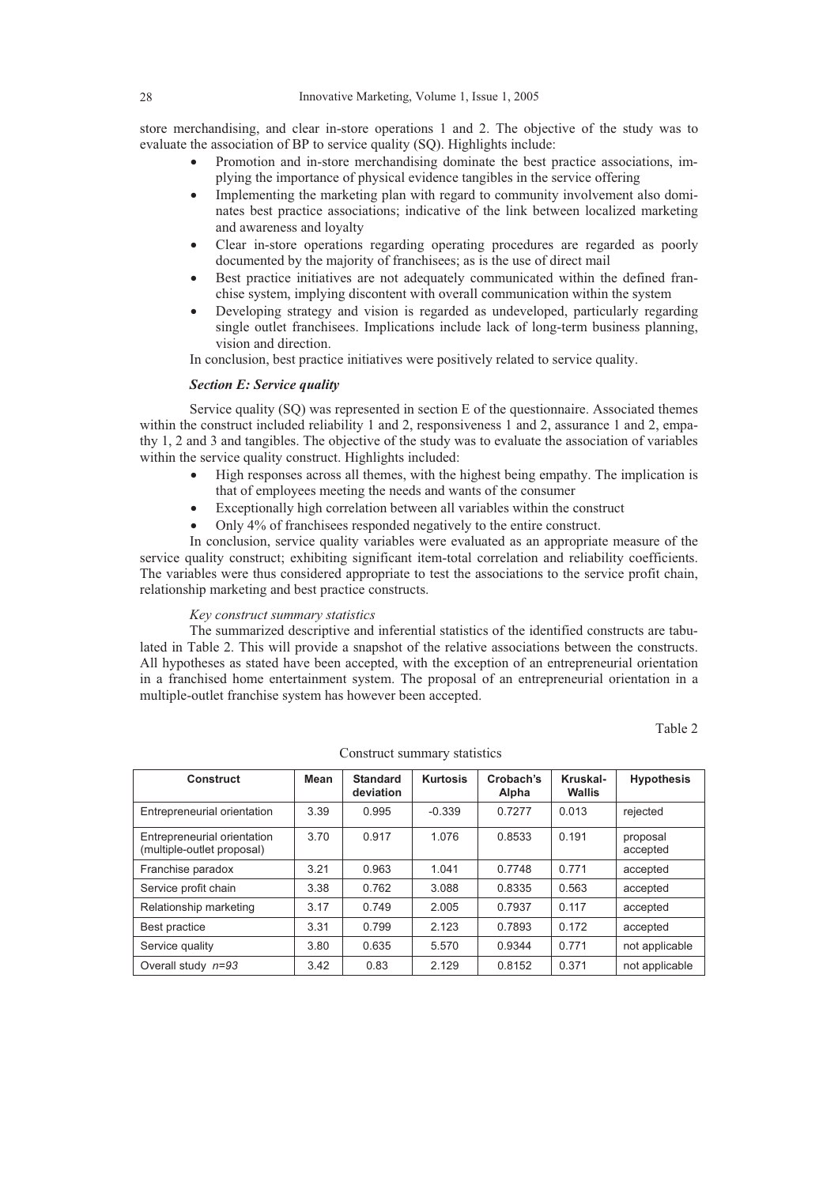store merchandising, and clear in-store operations 1 and 2. The objective of the study was to evaluate the association of BP to service quality (SQ). Highlights include:

- Promotion and in-store merchandising dominate the best practice associations, implying the importance of physical evidence tangibles in the service offering
- Implementing the marketing plan with regard to community involvement also dominates best practice associations; indicative of the link between localized marketing and awareness and loyalty
- Clear in-store operations regarding operating procedures are regarded as poorly documented by the majority of franchisees; as is the use of direct mail
- Best practice initiatives are not adequately communicated within the defined franchise system, implying discontent with overall communication within the system
- Developing strategy and vision is regarded as undeveloped, particularly regarding single outlet franchisees. Implications include lack of long-term business planning, vision and direction.

In conclusion, best practice initiatives were positively related to service quality.

### *Section E: Service quality*

Service quality (SQ) was represented in section E of the questionnaire. Associated themes within the construct included reliability 1 and 2, responsiveness 1 and 2, assurance 1 and 2, empathy 1, 2 and 3 and tangibles. The objective of the study was to evaluate the association of variables within the service quality construct. Highlights included:

- High responses across all themes, with the highest being empathy. The implication is that of employees meeting the needs and wants of the consumer
- Exceptionally high correlation between all variables within the construct
- Only 4% of franchisees responded negatively to the entire construct.

In conclusion, service quality variables were evaluated as an appropriate measure of the service quality construct; exhibiting significant item-total correlation and reliability coefficients. The variables were thus considered appropriate to test the associations to the service profit chain, relationship marketing and best practice constructs.

*Key construct summary statistics*

The summarized descriptive and inferential statistics of the identified constructs are tabulated in Table 2. This will provide a snapshot of the relative associations between the constructs. All hypotheses as stated have been accepted, with the exception of an entrepreneurial orientation in a franchised home entertainment system. The proposal of an entrepreneurial orientation in a multiple-outlet franchise system has however been accepted.

Table 2

Construct summary statistics

| Construct | Mean | Standard deviation | Kurtosis | Crobach's Alpha | Kruskal-Wallis | Hypothesis |
|---|---|---|---|---|---|---|
| Entrepreneurial orientation | 3.39 | 0.995 | -0.339 | 0.7277 | 0.013 | rejected |
| Entrepreneurial orientation (multiple-outlet proposal) | 3.70 | 0.917 | 1.076 | 0.8533 | 0.191 | proposal accepted |
| Franchise paradox | 3.21 | 0.963 | 1.041 | 0.7748 | 0.771 | accepted |
| Service profit chain | 3.38 | 0.762 | 3.088 | 0.8335 | 0.563 | accepted |
| Relationship marketing | 3.17 | 0.749 | 2.005 | 0.7937 | 0.117 | accepted |
| Best practice | 3.31 | 0.799 | 2.123 | 0.7893 | 0.172 | accepted |
| Service quality | 3.80 | 0.635 | 5.570 | 0.9344 | 0.771 | not applicable |
| Overall study *n=93* | 3.42 | 0.83 | 2.129 | 0.8152 | 0.371 | not applicable |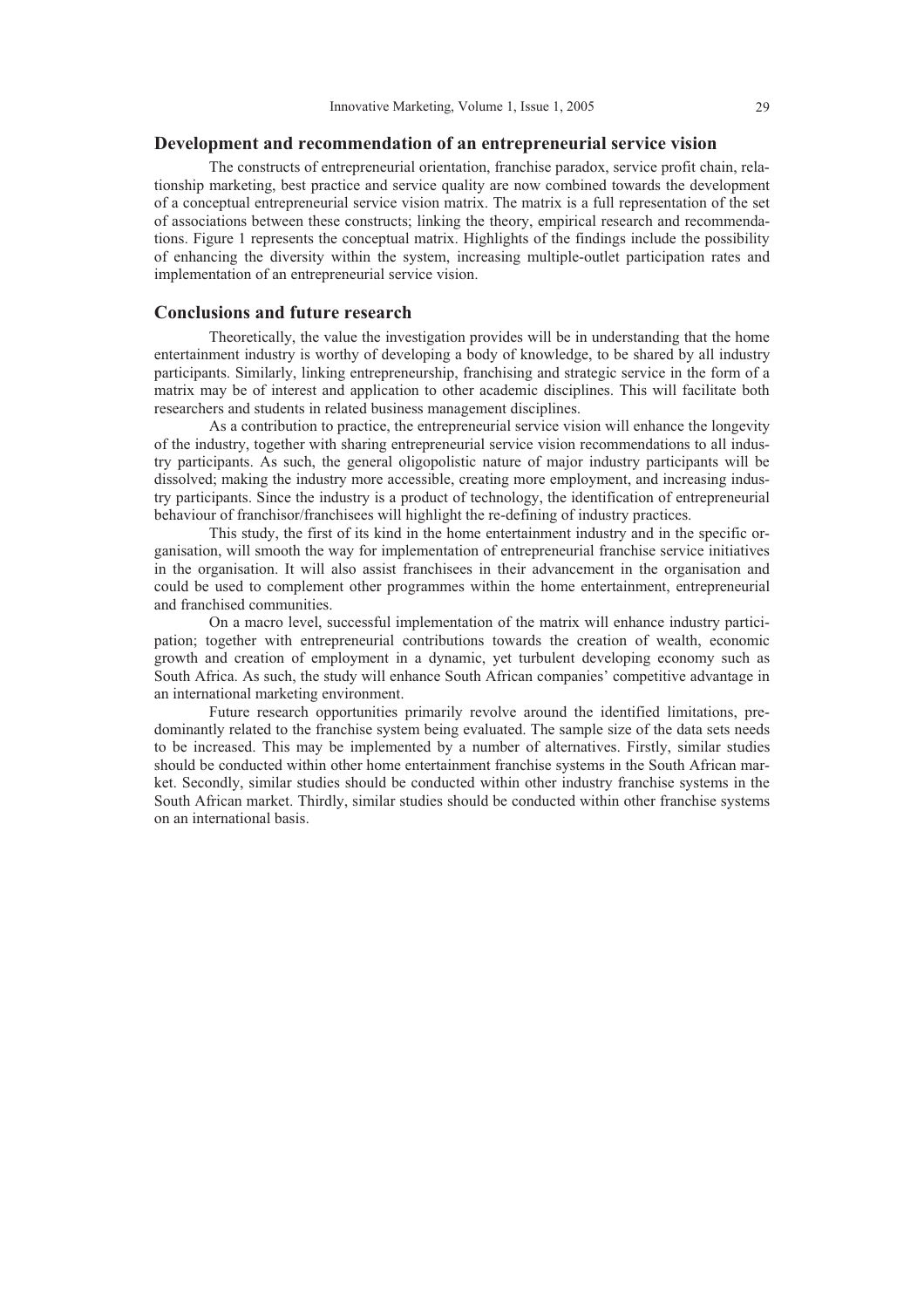## Development and recommendation of an entrepreneurial service vision

The constructs of entrepreneurial orientation, franchise paradox, service profit chain, relationship marketing, best practice and service quality are now combined towards the development of a conceptual entrepreneurial service vision matrix. The matrix is a full representation of the set of associations between these constructs; linking the theory, empirical research and recommendations. Figure 1 represents the conceptual matrix. Highlights of the findings include the possibility of enhancing the diversity within the system, increasing multiple-outlet participation rates and implementation of an entrepreneurial service vision.

## Conclusions and future research

Theoretically, the value the investigation provides will be in understanding that the home entertainment industry is worthy of developing a body of knowledge, to be shared by all industry participants. Similarly, linking entrepreneurship, franchising and strategic service in the form of a matrix may be of interest and application to other academic disciplines. This will facilitate both researchers and students in related business management disciplines.

As a contribution to practice, the entrepreneurial service vision will enhance the longevity of the industry, together with sharing entrepreneurial service vision recommendations to all industry participants. As such, the general oligopolistic nature of major industry participants will be dissolved; making the industry more accessible, creating more employment, and increasing industry participants. Since the industry is a product of technology, the identification of entrepreneurial behaviour of franchisor/franchisees will highlight the re-defining of industry practices.

This study, the first of its kind in the home entertainment industry and in the specific organisation, will smooth the way for implementation of entrepreneurial franchise service initiatives in the organisation. It will also assist franchisees in their advancement in the organisation and could be used to complement other programmes within the home entertainment, entrepreneurial and franchised communities.

On a macro level, successful implementation of the matrix will enhance industry participation; together with entrepreneurial contributions towards the creation of wealth, economic growth and creation of employment in a dynamic, yet turbulent developing economy such as South Africa. As such, the study will enhance South African companies' competitive advantage in an international marketing environment.

Future research opportunities primarily revolve around the identified limitations, predominantly related to the franchise system being evaluated. The sample size of the data sets needs to be increased. This may be implemented by a number of alternatives. Firstly, similar studies should be conducted within other home entertainment franchise systems in the South African market. Secondly, similar studies should be conducted within other industry franchise systems in the South African market. Thirdly, similar studies should be conducted within other franchise systems on an international basis.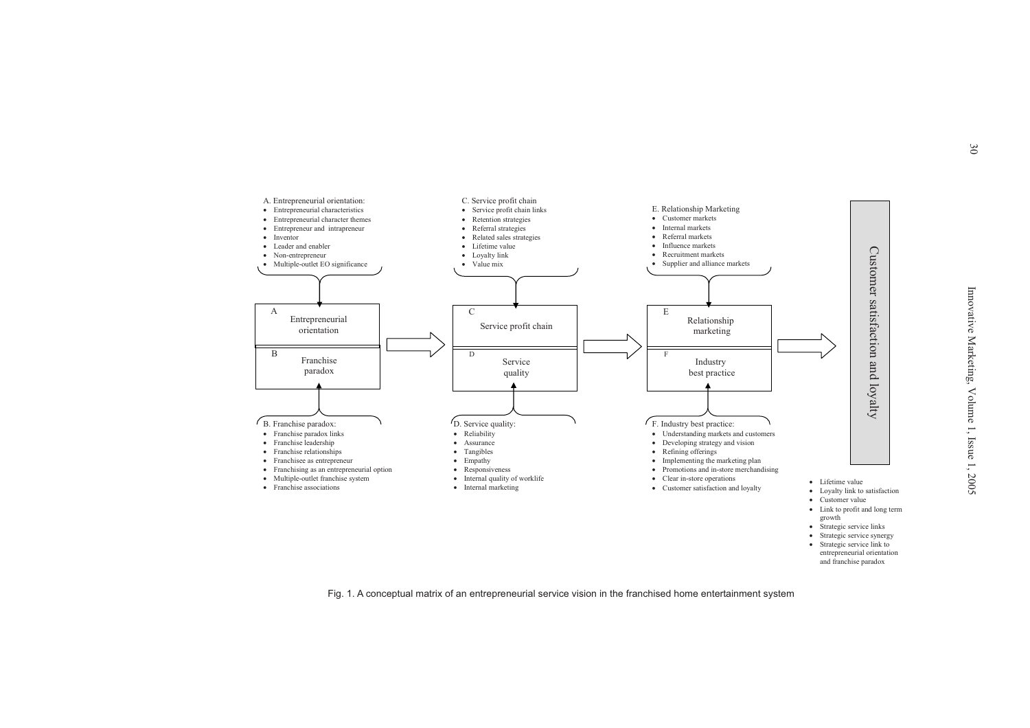A. Entrepreneurial orientation:
- Entrepreneurial characteristics
- Entrepreneurial character themes
- Entrepreneur and intrapreneur
- Inventor
- Leader and enabler
- Non-entrepreneur
- Multiple-outlet EO significance

C. Service profit chain
- Service profit chain links
- Retention strategies
- Referral strategies
- Related sales strategies
- Lifetime value
- Loyalty link
- Value mix

E. Relationship Marketing
- Customer markets
- Internal markets
- Referral markets
- Influence markets
- Recruitment markets
- Supplier and alliance markets

A Entrepreneurial orientation / B Franchise paradox → C Service profit chain / D Service quality → E Relationship marketing / F Industry best practice → Customer satisfaction and loyalty

B. Franchise paradox:
- Franchise paradox links
- Franchise leadership
- Franchise relationships
- Franchisee as entrepreneur
- Franchising as an entrepreneurial option
- Multiple-outlet franchise system
- Franchise associations

D. Service quality:
- Reliability
- Assurance
- Tangibles
- Empathy
- Responsiveness
- Internal quality of worklife
- Internal marketing

F. Industry best practice:
- Understanding markets and customers
- Developing strategy and vision
- Refining offerings
- Implementing the marketing plan
- Promotions and in-store merchandising
- Clear in-store operations
- Customer satisfaction and loyalty

Customer satisfaction and loyalty:
- Lifetime value
- Loyalty link to satisfaction
- Customer value
- Link to profit and long term growth
- Strategic service links
- Strategic service synergy
- Strategic service link to entrepreneurial orientation and franchise paradox

Fig. 1. A conceptual matrix of an entrepreneurial service vision in the franchised home entertainment system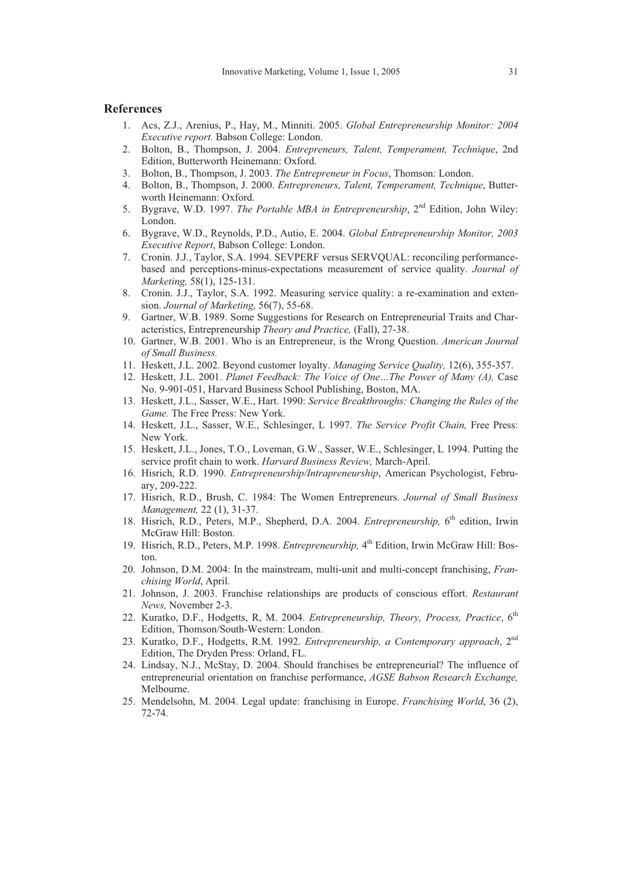## References

1. Acs, Z.J., Arenius, P., Hay, M., Minniti. 2005. *Global Entrepreneurship Monitor: 2004 Executive report.* Babson College: London.
2. Bolton, B., Thompson, J. 2004. *Entrepreneurs, Talent, Temperament, Technique*, 2nd Edition, Butterworth Heinemann: Oxford.
3. Bolton, B., Thompson, J. 2003. *The Entrepreneur in Focus*, Thomson: London.
4. Bolton, B., Thompson, J. 2000. *Entrepreneurs, Talent, Temperament, Technique*, Butterworth Heinemann: Oxford.
5. Bygrave, W.D. 1997. *The Portable MBA in Entrepreneurship*, 2nd Edition, John Wiley: London.
6. Bygrave, W.D., Reynolds, P.D., Autio, E. 2004. *Global Entrepreneurship Monitor, 2003 Executive Report*, Babson College: London.
7. Cronin. J.J., Taylor, S.A. 1994. SEVPERF versus SERVQUAL: reconciling performance-based and perceptions-minus-expectations measurement of service quality. *Journal of Marketing,* 58(1), 125-131.
8. Cronin. J.J., Taylor, S.A. 1992. Measuring service quality: a re-examination and extension. *Journal of Marketing,* 56(7), 55-68.
9. Gartner, W.B. 1989. Some Suggestions for Research on Entrepreneurial Traits and Characteristics, Entrepreneurship *Theory and Practice,* (Fall), 27-38.
10. Gartner, W.B. 2001. Who is an Entrepreneur, is the Wrong Question. *American Journal of Small Business.*
11. Heskett, J.L. 2002. Beyond customer loyalty. *Managing Service Quality,* 12(6), 355-357.
12. Heskett, J.L. 2001. *Planet Feedback: The Voice of One…The Power of Many (A),* Case No. 9-901-051, Harvard Business School Publishing, Boston, MA.
13. Heskett, J.L., Sasser, W.E., Hart. 1990: *Service Breakthroughs: Changing the Rules of the Game.* The Free Press: New York.
14. Heskett, J.L., Sasser, W.E., Schlesinger, L 1997. *The Service Profit Chain,* Free Press: New York.
15. Heskett, J.L., Jones, T.O., Loveman, G.W., Sasser, W.E., Schlesinger, L 1994. Putting the service profit chain to work. *Harvard Business Review,* March-April.
16. Hisrich, R.D. 1990. *Entrepreneurship/Intrapreneurship*, American Psychologist, February, 209-222.
17. Hisrich, R.D., Brush, C. 1984: The Women Entrepreneurs. *Journal of Small Business Management,* 22 (1), 31-37.
18. Hisrich, R.D., Peters, M.P., Shepherd, D.A. 2004. *Entrepreneurship,* 6th edition, Irwin McGraw Hill: Boston.
19. Hisrich, R.D., Peters, M.P. 1998. *Entrepreneurship,* 4th Edition, Irwin McGraw Hill: Boston.
20. Johnson, D.M. 2004: In the mainstream, multi-unit and multi-concept franchising, *Franchising World*, April.
21. Johnson, J. 2003. Franchise relationships are products of conscious effort. *Restaurant News,* November 2-3.
22. Kuratko, D.F., Hodgetts, R, M. 2004. *Entrepreneurship, Theory, Process, Practice*, 6th Edition, Thomson/South-Western: London.
23. Kuratko, D.F., Hodgetts, R.M. 1992. *Entrepreneurship, a Contemporary approach*, 2nd Edition, The Dryden Press: Orland, FL.
24. Lindsay, N.J., McStay, D. 2004. Should franchises be entrepreneurial? The influence of entrepreneurial orientation on franchise performance, *AGSE Babson Research Exchange,* Melbourne.
25. Mendelsohn, M. 2004. Legal update: franchising in Europe. *Franchising World*, 36 (2), 72-74.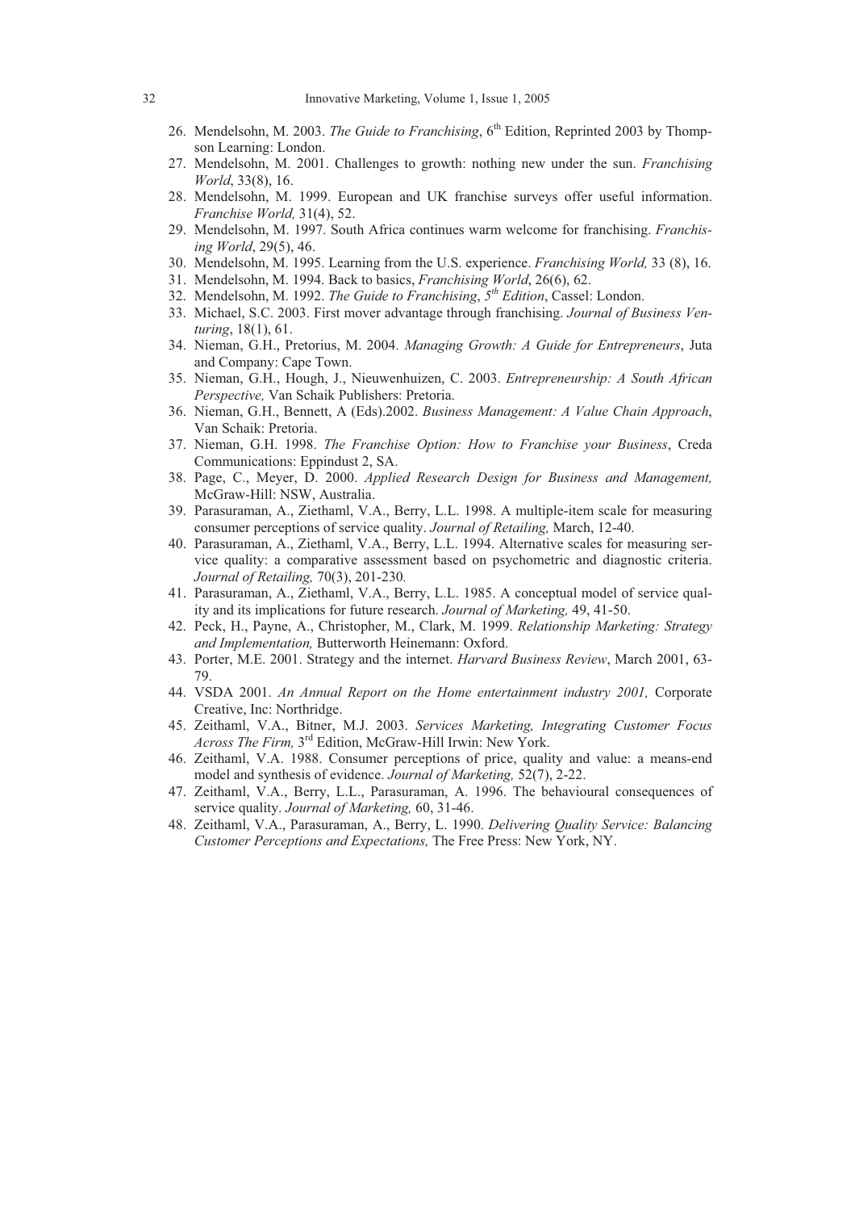26. Mendelsohn, M. 2003. *The Guide to Franchising*, 6th Edition, Reprinted 2003 by Thompson Learning: London.
27. Mendelsohn, M. 2001. Challenges to growth: nothing new under the sun. *Franchising World*, 33(8), 16.
28. Mendelsohn, M. 1999. European and UK franchise surveys offer useful information. *Franchise World,* 31(4), 52.
29. Mendelsohn, M. 1997. South Africa continues warm welcome for franchising. *Franchising World*, 29(5), 46.
30. Mendelsohn, M. 1995. Learning from the U.S. experience. *Franchising World,* 33 (8), 16.
31. Mendelsohn, M. 1994. Back to basics, *Franchising World*, 26(6), 62.
32. Mendelsohn, M. 1992. *The Guide to Franchising*, *5th Edition*, Cassel: London.
33. Michael, S.C. 2003. First mover advantage through franchising. *Journal of Business Venturing*, 18(1), 61.
34. Nieman, G.H., Pretorius, M. 2004. *Managing Growth: A Guide for Entrepreneurs*, Juta and Company: Cape Town.
35. Nieman, G.H., Hough, J., Nieuwenhuizen, C. 2003. *Entrepreneurship: A South African Perspective,* Van Schaik Publishers: Pretoria.
36. Nieman, G.H., Bennett, A (Eds).2002. *Business Management: A Value Chain Approach*, Van Schaik: Pretoria.
37. Nieman, G.H. 1998. *The Franchise Option: How to Franchise your Business*, Creda Communications: Eppindust 2, SA.
38. Page, C., Meyer, D. 2000. *Applied Research Design for Business and Management,* McGraw-Hill: NSW, Australia.
39. Parasuraman, A., Ziethaml, V.A., Berry, L.L. 1998. A multiple-item scale for measuring consumer perceptions of service quality. *Journal of Retailing,* March, 12-40.
40. Parasuraman, A., Ziethaml, V.A., Berry, L.L. 1994. Alternative scales for measuring service quality: a comparative assessment based on psychometric and diagnostic criteria. *Journal of Retailing,* 70(3), 201-230*.*
41. Parasuraman, A., Ziethaml, V.A., Berry, L.L. 1985. A conceptual model of service quality and its implications for future research. *Journal of Marketing,* 49, 41-50.
42. Peck, H., Payne, A., Christopher, M., Clark, M. 1999. *Relationship Marketing: Strategy and Implementation,* Butterworth Heinemann: Oxford.
43. Porter, M.E. 2001. Strategy and the internet. *Harvard Business Review*, March 2001, 63-79.
44. VSDA 2001. *An Annual Report on the Home entertainment industry 2001,* Corporate Creative, Inc: Northridge.
45. Zeithaml, V.A., Bitner, M.J. 2003. *Services Marketing, Integrating Customer Focus Across The Firm,* 3rd Edition, McGraw-Hill Irwin: New York.
46. Zeithaml, V.A. 1988. Consumer perceptions of price, quality and value: a means-end model and synthesis of evidence. *Journal of Marketing,* 52(7), 2-22.
47. Zeithaml, V.A., Berry, L.L., Parasuraman, A. 1996. The behavioural consequences of service quality. *Journal of Marketing,* 60, 31-46.
48. Zeithaml, V.A., Parasuraman, A., Berry, L. 1990. *Delivering Quality Service: Balancing Customer Perceptions and Expectations,* The Free Press: New York, NY.